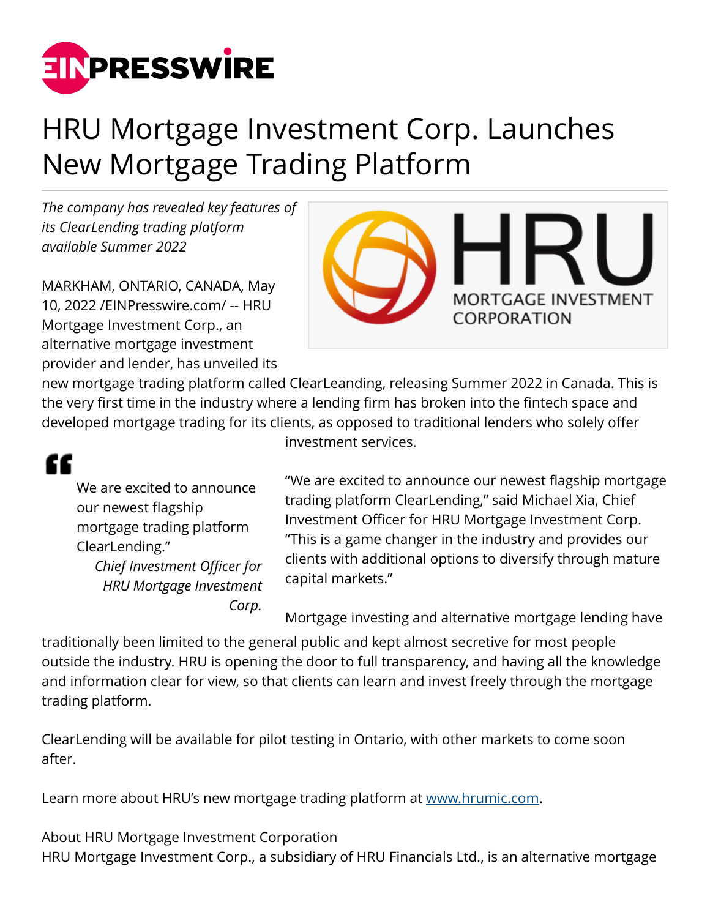# HRU Mortgage Investment Corp. Launches New Mortgage Trading Platform

*The company has revealed key features of its ClearLending trading platform available Summer 2022*

MARKHAM, ONTARIO, CANADA, May 10, 2022 /EINPresswire.com/ -- HRU Mortgage Investment Corp., an alternative mortgage investment provider and lender, has unveiled its new mortgage trading platform called ClearLeanding, releasing Summer 2022 in Canada. This is the very first time in the industry where a lending firm has broken into the fintech space and developed mortgage trading for its clients, as opposed to traditional lenders who solely offer investment services.

> We are excited to announce our newest flagship mortgage trading platform ClearLending."
>
> *Chief Investment Officer for HRU Mortgage Investment Corp.*

"We are excited to announce our newest flagship mortgage trading platform ClearLending," said Michael Xia, Chief Investment Officer for HRU Mortgage Investment Corp. "This is a game changer in the industry and provides our clients with additional options to diversify through mature capital markets."

Mortgage investing and alternative mortgage lending have traditionally been limited to the general public and kept almost secretive for most people outside the industry. HRU is opening the door to full transparency, and having all the knowledge and information clear for view, so that clients can learn and invest freely through the mortgage trading platform.

ClearLending will be available for pilot testing in Ontario, with other markets to come soon after.

Learn more about HRU's new mortgage trading platform at [www.hrumic.com](http://www.hrumic.com).

About HRU Mortgage Investment Corporation
HRU Mortgage Investment Corp., a subsidiary of HRU Financials Ltd., is an alternative mortgage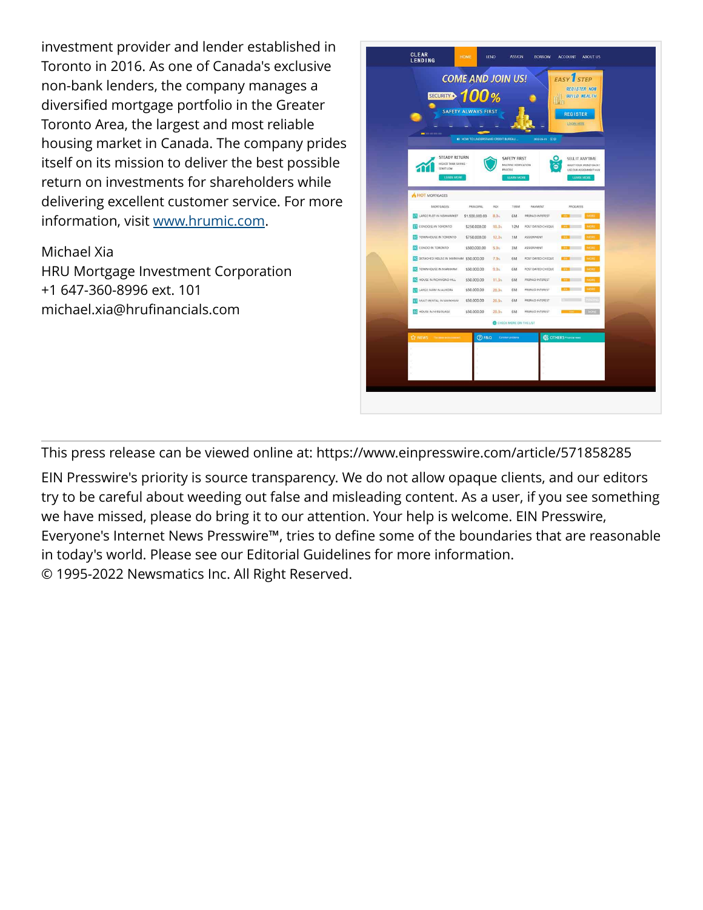investment provider and lender established in Toronto in 2016. As one of Canada's exclusive non-bank lenders, the company manages a diversified mortgage portfolio in the Greater Toronto Area, the largest and most reliable housing market in Canada. The company prides itself on its mission to deliver the best possible return on investments for shareholders while delivering excellent customer service. For more information, visit [www.hrumic.com](http://www.hrumic.com).

Michael Xia
HRU Mortgage Investment Corporation
+1 647-360-8996 ext. 101
michael.xia@hrufinancials.com

---

This press release can be viewed online at: https://www.einpresswire.com/article/571858285

EIN Presswire's priority is source transparency. We do not allow opaque clients, and our editors try to be careful about weeding out false and misleading content. As a user, if you see something we have missed, please do bring it to our attention. Your help is welcome. EIN Presswire, Everyone's Internet News Presswire™, tries to define some of the boundaries that are reasonable in today's world. Please see our Editorial Guidelines for more information.
© 1995-2022 Newsmatics Inc. All Right Reserved.